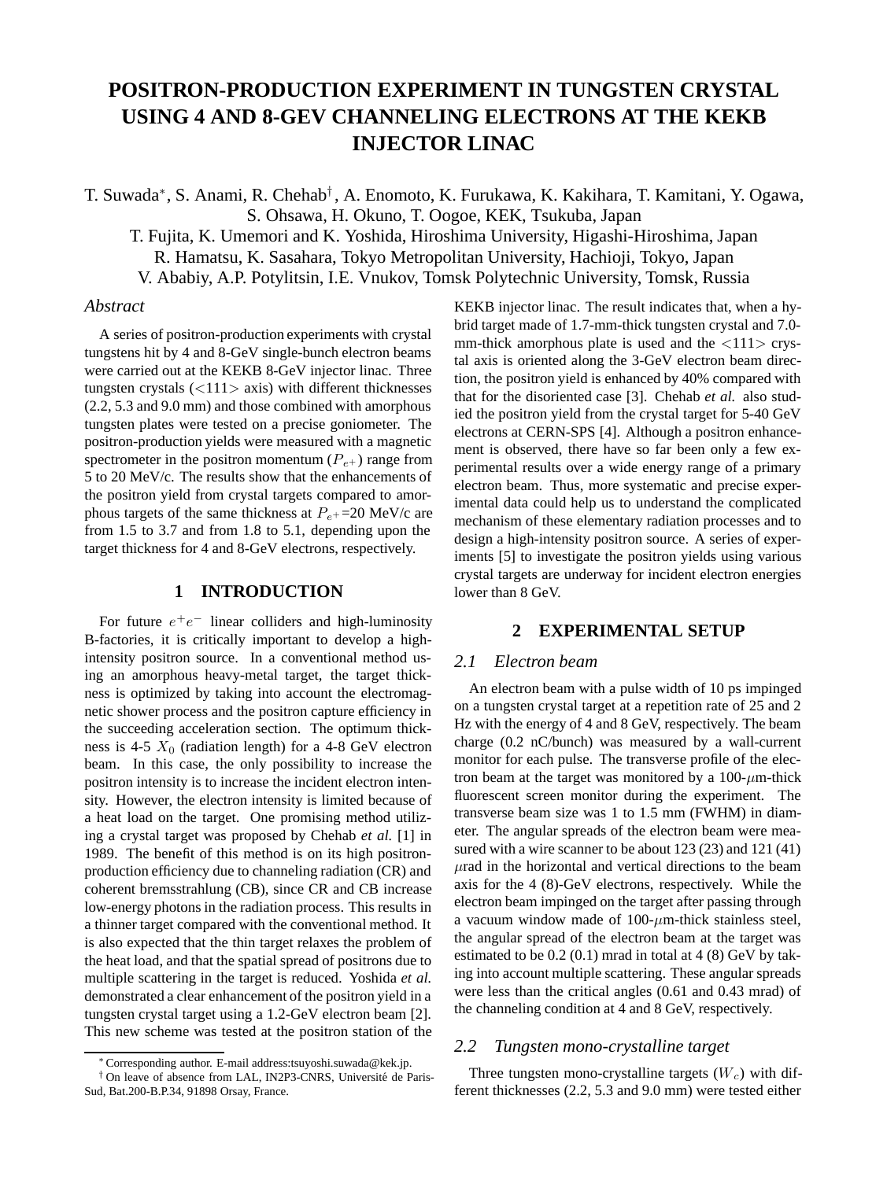# POSITRON-PRODUCTION EXPERIMENT IN TUNGSTEN CRYSTAL USING 4 AND 8-GEV CHANNELING ELECTRONS AT THE KEKB INJECTOR LINAC

T. Suwada*, S. Anami, R. Chehab†, A. Enomoto, K. Furukawa, K. Kakihara, T. Kamitani, Y. Ogawa, S. Ohsawa, H. Okuno, T. Oogoe, KEK, Tsukuba, Japan
T. Fujita, K. Umemori and K. Yoshida, Hiroshima University, Higashi-Hiroshima, Japan
R. Hamatsu, K. Sasahara, Tokyo Metropolitan University, Hachioji, Tokyo, Japan
V. Ababiy, A.P. Potylitsin, I.E. Vnukov, Tomsk Polytechnic University, Tomsk, Russia

## *Abstract*

A series of positron-production experiments with crystal tungstens hit by 4 and 8-GeV single-bunch electron beams were carried out at the KEKB 8-GeV injector linac. Three tungsten crystals (<111> axis) with different thicknesses (2.2, 5.3 and 9.0 mm) and those combined with amorphous tungsten plates were tested on a precise goniometer. The positron-production yields were measured with a magnetic spectrometer in the positron momentum ($P_{e^+}$) range from 5 to 20 MeV/c. The results show that the enhancements of the positron yield from crystal targets compared to amorphous targets of the same thickness at $P_{e^+}$=20 MeV/c are from 1.5 to 3.7 and from 1.8 to 5.1, depending upon the target thickness for 4 and 8-GeV electrons, respectively.

## 1 INTRODUCTION

For future $e^+e^-$ linear colliders and high-luminosity B-factories, it is critically important to develop a high-intensity positron source. In a conventional method using an amorphous heavy-metal target, the target thickness is optimized by taking into account the electromagnetic shower process and the positron capture efficiency in the succeeding acceleration section. The optimum thickness is 4-5 $X_0$ (radiation length) for a 4-8 GeV electron beam. In this case, the only possibility to increase the positron intensity is to increase the incident electron intensity. However, the electron intensity is limited because of a heat load on the target. One promising method utilizing a crystal target was proposed by Chehab *et al.* [1] in 1989. The benefit of this method is on its high positron-production efficiency due to channeling radiation (CR) and coherent bremsstrahlung (CB), since CR and CB increase low-energy photons in the radiation process. This results in a thinner target compared with the conventional method. It is also expected that the thin target relaxes the problem of the heat load, and that the spatial spread of positrons due to multiple scattering in the target is reduced. Yoshida *et al.* demonstrated a clear enhancement of the positron yield in a tungsten crystal target using a 1.2-GeV electron beam [2]. This new scheme was tested at the positron station of the KEKB injector linac. The result indicates that, when a hybrid target made of 1.7-mm-thick tungsten crystal and 7.0-mm-thick amorphous plate is used and the <111> crystal axis is oriented along the 3-GeV electron beam direction, the positron yield is enhanced by 40% compared with that for the disoriented case [3]. Chehab *et al.* also studied the positron yield from the crystal target for 5-40 GeV electrons at CERN-SPS [4]. Although a positron enhancement is observed, there have so far been only a few experimental results over a wide energy range of a primary electron beam. Thus, more systematic and precise experimental data could help us to understand the complicated mechanism of these elementary radiation processes and to design a high-intensity positron source. A series of experiments [5] to investigate the positron yields using various crystal targets are underway for incident electron energies lower than 8 GeV.

## 2 EXPERIMENTAL SETUP

### *2.1 Electron beam*

An electron beam with a pulse width of 10 ps impinged on a tungsten crystal target at a repetition rate of 25 and 2 Hz with the energy of 4 and 8 GeV, respectively. The beam charge (0.2 nC/bunch) was measured by a wall-current monitor for each pulse. The transverse profile of the electron beam at the target was monitored by a 100-$\mu$m-thick fluorescent screen monitor during the experiment. The transverse beam size was 1 to 1.5 mm (FWHM) in diameter. The angular spreads of the electron beam were measured with a wire scanner to be about 123 (23) and 121 (41) $\mu$rad in the horizontal and vertical directions to the beam axis for the 4 (8)-GeV electrons, respectively. While the electron beam impinged on the target after passing through a vacuum window made of 100-$\mu$m-thick stainless steel, the angular spread of the electron beam at the target was estimated to be 0.2 (0.1) mrad in total at 4 (8) GeV by taking into account multiple scattering. These angular spreads were less than the critical angles (0.61 and 0.43 mrad) of the channeling condition at 4 and 8 GeV, respectively.

### *2.2 Tungsten mono-crystalline target*

Three tungsten mono-crystalline targets ($W_c$) with different thicknesses (2.2, 5.3 and 9.0 mm) were tested either

* Corresponding author. E-mail address:tsuyoshi.suwada@kek.jp.
† On leave of absence from LAL, IN2P3-CNRS, Université de Paris-Sud, Bat.200-B.P.34, 91898 Orsay, France.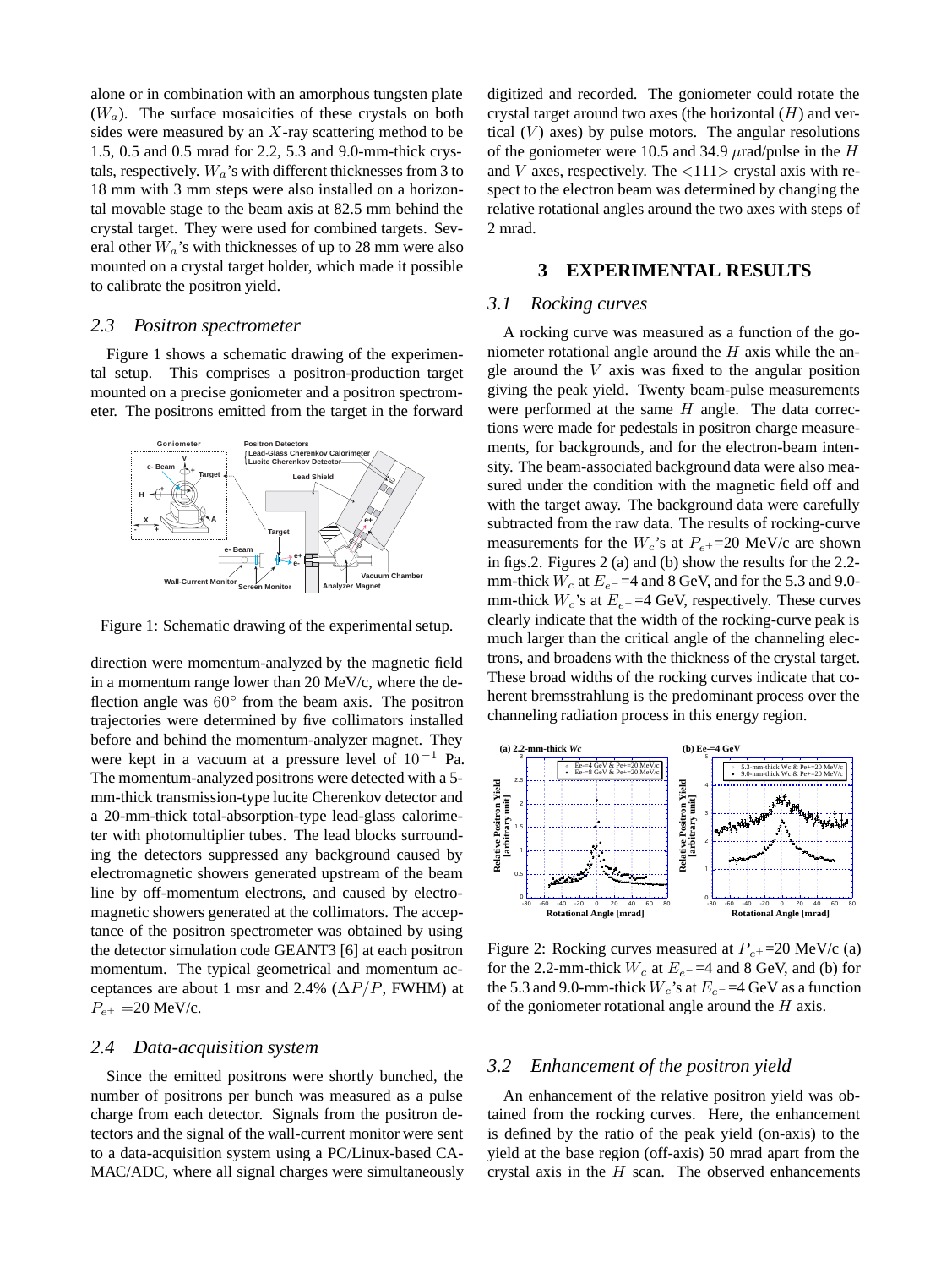alone or in combination with an amorphous tungsten plate ($W_a$). The surface mosaicities of these crystals on both sides were measured by an $X$-ray scattering method to be 1.5, 0.5 and 0.5 mrad for 2.2, 5.3 and 9.0-mm-thick crystals, respectively. $W_a$'s with different thicknesses from 3 to 18 mm with 3 mm steps were also installed on a horizontal movable stage to the beam axis at 82.5 mm behind the crystal target. They were used for combined targets. Several other $W_a$'s with thicknesses of up to 28 mm were also mounted on a crystal target holder, which made it possible to calibrate the positron yield.

### 2.3 Positron spectrometer

Figure 1 shows a schematic drawing of the experimental setup. This comprises a positron-production target mounted on a precise goniometer and a positron spectrometer. The positrons emitted from the target in the forward direction were momentum-analyzed by the magnetic field in a momentum range lower than 20 MeV/c, where the deflection angle was $60^\circ$ from the beam axis. The positron trajectories were determined by five collimators installed before and behind the momentum-analyzer magnet. They were kept in a vacuum at a pressure level of $10^{-1}$ Pa. The momentum-analyzed positrons were detected with a 5-mm-thick transmission-type lucite Cherenkov detector and a 20-mm-thick total-absorption-type lead-glass calorimeter with photomultiplier tubes. The lead blocks surrounding the detectors suppressed any background caused by electromagnetic showers generated upstream of the beam line by off-momentum electrons, and caused by electromagnetic showers generated at the collimators. The acceptance of the positron spectrometer was obtained by using the detector simulation code GEANT3 [6] at each positron momentum. The typical geometrical and momentum acceptances are about 1 msr and 2.4% ($\Delta P/P$, FWHM) at $P_{e^+}$ =20 MeV/c.

Figure 1: Schematic drawing of the experimental setup.

### 2.4 Data-acquisition system

Since the emitted positrons were shortly bunched, the number of positrons per bunch was measured as a pulse charge from each detector. Signals from the positron detectors and the signal of the wall-current monitor were sent to a data-acquisition system using a PC/Linux-based CAMAC/ADC, where all signal charges were simultaneously digitized and recorded. The goniometer could rotate the crystal target around two axes (the horizontal ($H$) and vertical ($V$) axes) by pulse motors. The angular resolutions of the goniometer were 10.5 and 34.9 $\mu$rad/pulse in the $H$ and $V$ axes, respectively. The <111> crystal axis with respect to the electron beam was determined by changing the relative rotational angles around the two axes with steps of 2 mrad.

## 3 EXPERIMENTAL RESULTS

### 3.1 Rocking curves

A rocking curve was measured as a function of the goniometer rotational angle around the $H$ axis while the angle around the $V$ axis was fixed to the angular position giving the peak yield. Twenty beam-pulse measurements were performed at the same $H$ angle. The data corrections were made for pedestals in positron charge measurements, for backgrounds, and for the electron-beam intensity. The beam-associated background data were also measured under the condition with the magnetic field off and with the target away. The background data were carefully subtracted from the raw data. The results of rocking-curve measurements for the $W_c$'s at $P_{e^+}$=20 MeV/c are shown in figs.2. Figures 2 (a) and (b) show the results for the 2.2-mm-thick $W_c$ at $E_{e^-}$=4 and 8 GeV, and for the 5.3 and 9.0-mm-thick $W_c$'s at $E_{e^-}$=4 GeV, respectively. These curves clearly indicate that the width of the rocking-curve peak is much larger than the critical angle of the channeling electrons, and broadens with the thickness of the crystal target. These broad widths of the rocking curves indicate that coherent bremsstrahlung is the predominant process over the channeling radiation process in this energy region.

Figure 2: Rocking curves measured at $P_{e^+}$=20 MeV/c (a) for the 2.2-mm-thick $W_c$ at $E_{e^-}$=4 and 8 GeV, and (b) for the 5.3 and 9.0-mm-thick $W_c$'s at $E_{e^-}$=4 GeV as a function of the goniometer rotational angle around the $H$ axis.

### 3.2 Enhancement of the positron yield

An enhancement of the relative positron yield was obtained from the rocking curves. Here, the enhancement is defined by the ratio of the peak yield (on-axis) to the yield at the base region (off-axis) 50 mrad apart from the crystal axis in the $H$ scan. The observed enhancements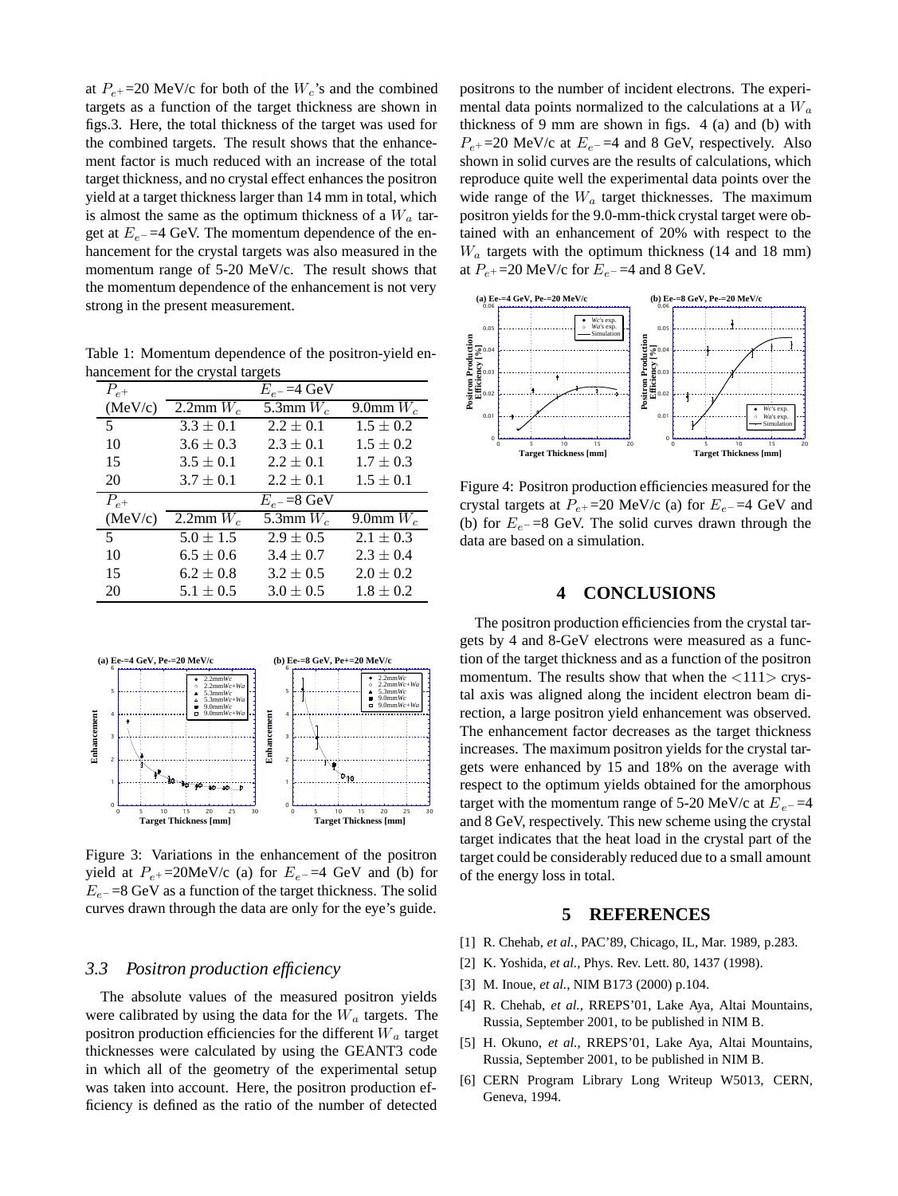at $P_{e^+}$=20 MeV/c for both of the $W_c$'s and the combined targets as a function of the target thickness are shown in figs.3. Here, the total thickness of the target was used for the combined targets. The result shows that the enhancement factor is much reduced with an increase of the total target thickness, and no crystal effect enhances the positron yield at a target thickness larger than 14 mm in total, which is almost the same as the optimum thickness of a $W_a$ target at $E_{e^-}$=4 GeV. The momentum dependence of the enhancement for the crystal targets was also measured in the momentum range of 5-20 MeV/c. The result shows that the momentum dependence of the enhancement is not very strong in the present measurement.

Table 1: Momentum dependence of the positron-yield enhancement for the crystal targets

| $P_{e^+}$ | $E_{e^-}$=4 GeV | | |
|---|---|---|---|
| (MeV/c) | 2.2mm $W_c$ | 5.3mm $W_c$ | 9.0mm $W_c$ |
| 5 | $3.3 \pm 0.1$ | $2.2 \pm 0.1$ | $1.5 \pm 0.2$ |
| 10 | $3.6 \pm 0.3$ | $2.3 \pm 0.1$ | $1.5 \pm 0.2$ |
| 15 | $3.5 \pm 0.1$ | $2.2 \pm 0.1$ | $1.7 \pm 0.3$ |
| 20 | $3.7 \pm 0.1$ | $2.2 \pm 0.1$ | $1.5 \pm 0.1$ |
| $P_{e^+}$ | $E_{e^-}$=8 GeV | | |
| (MeV/c) | 2.2mm $W_c$ | 5.3mm $W_c$ | 9.0mm $W_c$ |
| 5 | $5.0 \pm 1.5$ | $2.9 \pm 0.5$ | $2.1 \pm 0.3$ |
| 10 | $6.5 \pm 0.6$ | $3.4 \pm 0.7$ | $2.3 \pm 0.4$ |
| 15 | $6.2 \pm 0.8$ | $3.2 \pm 0.5$ | $2.0 \pm 0.2$ |
| 20 | $5.1 \pm 0.5$ | $3.0 \pm 0.5$ | $1.8 \pm 0.2$ |

(a) Ee-=4 GeV, Pe-=20 MeV/c

(b) Ee-=8 GeV, Pe+=20 MeV/c

Enhancement

Target Thickness [mm]

2.2mmWc
2.2mmWc+Wa
5.3mmWc
5.3mmWc+Wa
9.0mmWc
9.0mmWc+Wa

Figure 3: Variations in the enhancement of the positron yield at $P_{e^+}$=20MeV/c (a) for $E_{e^-}$=4 GeV and (b) for $E_{e^-}$=8 GeV as a function of the target thickness. The solid curves drawn through the data are only for the eye's guide.

### 3.3 *Positron production efficiency*

The absolute values of the measured positron yields were calibrated by using the data for the $W_a$ targets. The positron production efficiencies for the different $W_a$ target thicknesses were calculated by using the GEANT3 code in which all of the geometry of the experimental setup was taken into account. Here, the positron production efficiency is defined as the ratio of the number of detected positrons to the number of incident electrons. The experimental data points normalized to the calculations at a $W_a$ thickness of 9 mm are shown in figs. 4 (a) and (b) with $P_{e^+}$=20 MeV/c at $E_{e^-}$=4 and 8 GeV, respectively. Also shown in solid curves are the results of calculations, which reproduce quite well the experimental data points over the wide range of the $W_a$ target thicknesses. The maximum positron yields for the 9.0-mm-thick crystal target were obtained with an enhancement of 20% with respect to the $W_a$ targets with the optimum thickness (14 and 18 mm) at $P_{e^+}$=20 MeV/c for $E_{e^-}$=4 and 8 GeV.

(a) Ee-=4 GeV, Pe-=20 MeV/c

(b) Ee-=8 GeV, Pe-=20 MeV/c

Positron Production Efficiency [%]

Target Thickness [mm]

Wc's exp.
Wa's exp.
Simulation

Figure 4: Positron production efficiencies measured for the crystal targets at $P_{e^+}$=20 MeV/c (a) for $E_{e^-}$=4 GeV and (b) for $E_{e^-}$=8 GeV. The solid curves drawn through the data are based on a simulation.

## 4 CONCLUSIONS

The positron production efficiencies from the crystal targets by 4 and 8-GeV electrons were measured as a function of the target thickness and as a function of the positron momentum. The results show that when the <111> crystal axis was aligned along the incident electron beam direction, a large positron yield enhancement was observed. The enhancement factor decreases as the target thickness increases. The maximum positron yields for the crystal targets were enhanced by 15 and 18% on the average with respect to the optimum yields obtained for the amorphous target with the momentum range of 5-20 MeV/c at $E_{e^-}$=4 and 8 GeV, respectively. This new scheme using the crystal target indicates that the heat load in the crystal part of the target could be considerably reduced due to a small amount of the energy loss in total.

## 5 REFERENCES

[1] R. Chehab, *et al.*, PAC'89, Chicago, IL, Mar. 1989, p.283.

[2] K. Yoshida, *et al.*, Phys. Rev. Lett. 80, 1437 (1998).

[3] M. Inoue, *et al.*, NIM B173 (2000) p.104.

[4] R. Chehab, *et al.*, RREPS'01, Lake Aya, Altai Mountains, Russia, September 2001, to be published in NIM B.

[5] H. Okuno, *et al.*, RREPS'01, Lake Aya, Altai Mountains, Russia, September 2001, to be published in NIM B.

[6] CERN Program Library Long Writeup W5013, CERN, Geneva, 1994.